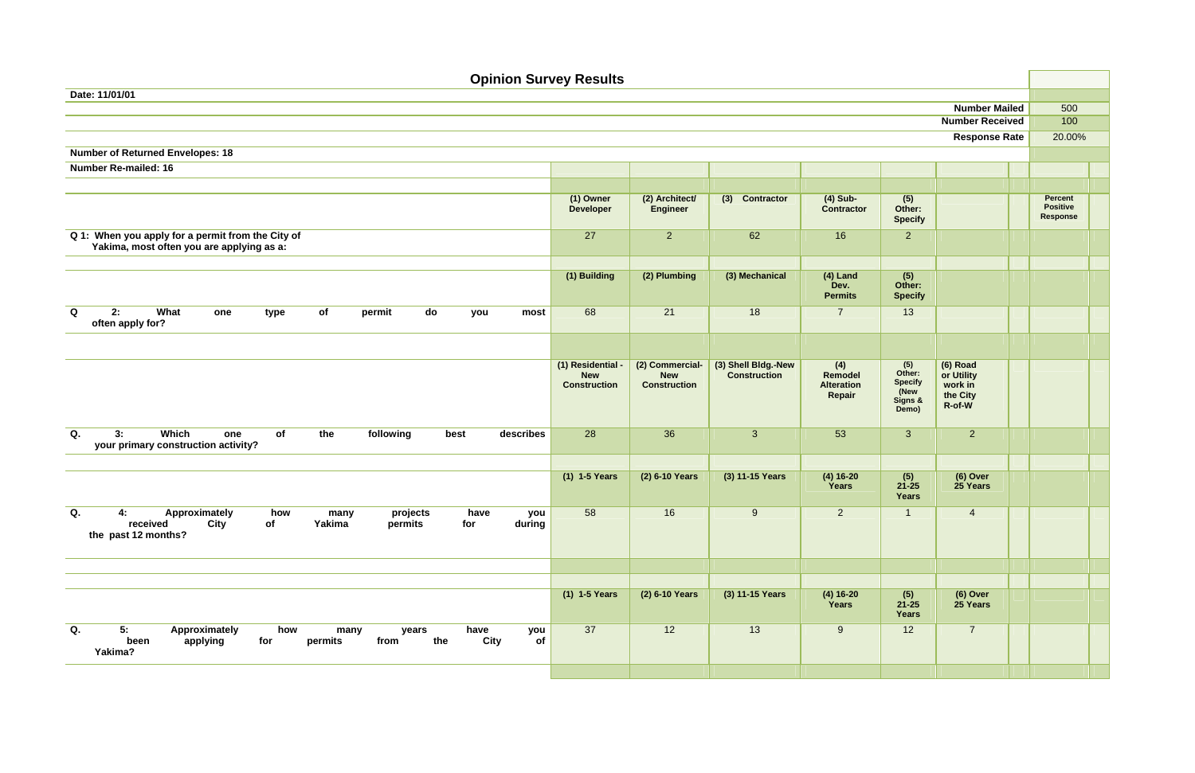# Opinion Survey Results

**Date: 11/01/01**

| | |
|---|---|
| **Number Mailed** | 500 |
| **Number Received** | 100 |
| **Response Rate** | 20.00% |

**Number of Returned Envelopes: 18**

**Number Re-mailed: 16**

| | | | | | | | | Percent Positive Response |
|---|---|---|---|---|---|---|---|---|
| | **(1) Owner Developer** | **(2) Architect/ Engineer** | **(3) Contractor** | **(4) Sub-Contractor** | **(5) Other: Specify** | | | |
| **Q 1: When you apply for a permit from the City of Yakima, most often you are applying as a:** | 27 | 2 | 62 | 16 | 2 | | | |
| | **(1) Building** | **(2) Plumbing** | **(3) Mechanical** | **(4) Land Dev. Permits** | **(5) Other: Specify** | | | |
| **Q 2: What one type of permit do you most often apply for?** | 68 | 21 | 18 | 7 | 13 | | | |
| | **(1) Residential - New Construction** | **(2) Commercial-New Construction** | **(3) Shell Bldg.-New Construction** | **(4) Remodel Alteration Repair** | **(5) Other: Specify (New Signs & Demo)** | **(6) Road or Utility work in the City R-of-W** | | |
| **Q. 3: Which one of the following best describes your primary construction activity?** | 28 | 36 | 3 | 53 | 3 | 2 | | |
| | **(1) 1-5 Years** | **(2) 6-10 Years** | **(3) 11-15 Years** | **(4) 16-20 Years** | **(5) 21-25 Years** | **(6) Over 25 Years** | | |
| **Q. 4: Approximately how many projects have you received City of Yakima permits for during the past 12 months?** | 58 | 16 | 9 | 2 | 1 | 4 | | |
| | **(1) 1-5 Years** | **(2) 6-10 Years** | **(3) 11-15 Years** | **(4) 16-20 Years** | **(5) 21-25 Years** | **(6) Over 25 Years** | | |
| **Q. 5: Approximately how many years have you been applying for permits from the City of Yakima?** | 37 | 12 | 13 | 9 | 12 | 7 | | |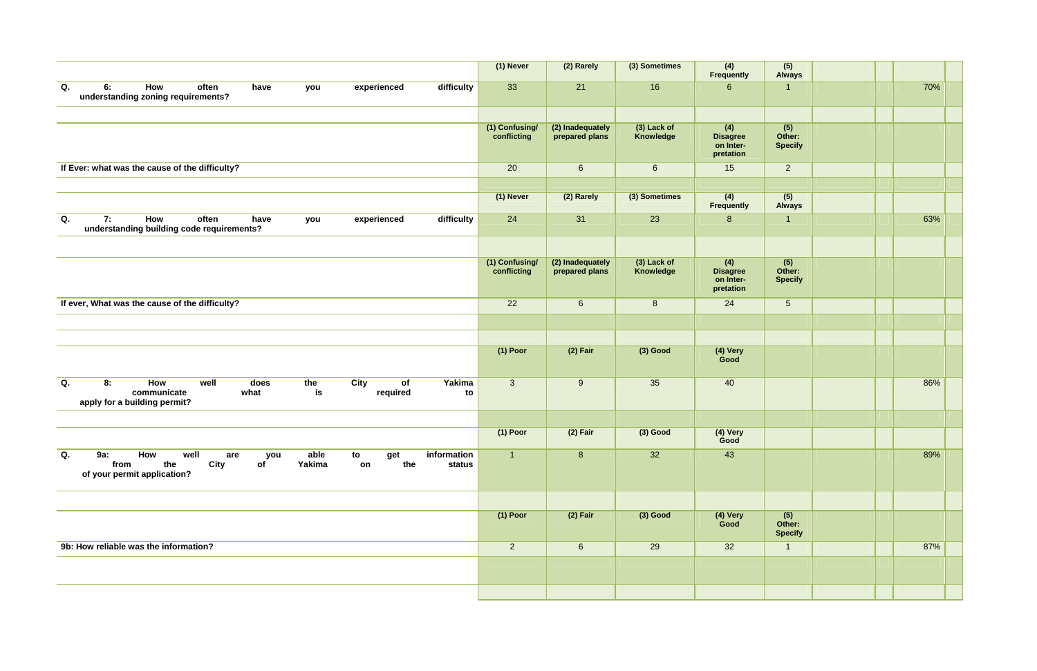| | (1) Never | (2) Rarely | (3) Sometimes | (4) Frequently | (5) Always | | | |
|---|---|---|---|---|---|---|---|---|
| Q. 6: How often have you experienced difficulty understanding zoning requirements? | 33 | 21 | 16 | 6 | 1 | | | 70% |
| | | | | | | | | |
| | (1) Confusing/ conflicting | (2) Inadequately prepared plans | (3) Lack of Knowledge | (4) Disagree on Inter-pretation | (5) Other: Specify | | | |
| If Ever: what was the cause of the difficulty? | 20 | 6 | 6 | 15 | 2 | | | |
| | | | | | | | | |
| | (1) Never | (2) Rarely | (3) Sometimes | (4) Frequently | (5) Always | | | |
| Q. 7: How often have you experienced difficulty understanding building code requirements? | 24 | 31 | 23 | 8 | 1 | | | 63% |
| | | | | | | | | |
| | (1) Confusing/ conflicting | (2) Inadequately prepared plans | (3) Lack of Knowledge | (4) Disagree on Inter-pretation | (5) Other: Specify | | | |
| If ever, What was the cause of the difficulty? | 22 | 6 | 8 | 24 | 5 | | | |
| | | | | | | | | |
| | | | | | | | | |
| | (1) Poor | (2) Fair | (3) Good | (4) Very Good | | | | |
| Q. 8: How well does the City of Yakima communicate what is required to apply for a building permit? | 3 | 9 | 35 | 40 | | | | 86% |
| | | | | | | | | |
| | (1) Poor | (2) Fair | (3) Good | (4) Very Good | | | | |
| Q. 9a: How well are you able to get information from the City of Yakima on the status of your permit application? | 1 | 8 | 32 | 43 | | | | 89% |
| | | | | | | | | |
| | (1) Poor | (2) Fair | (3) Good | (4) Very Good | (5) Other: Specify | | | |
| 9b: How reliable was the information? | 2 | 6 | 29 | 32 | 1 | | | 87% |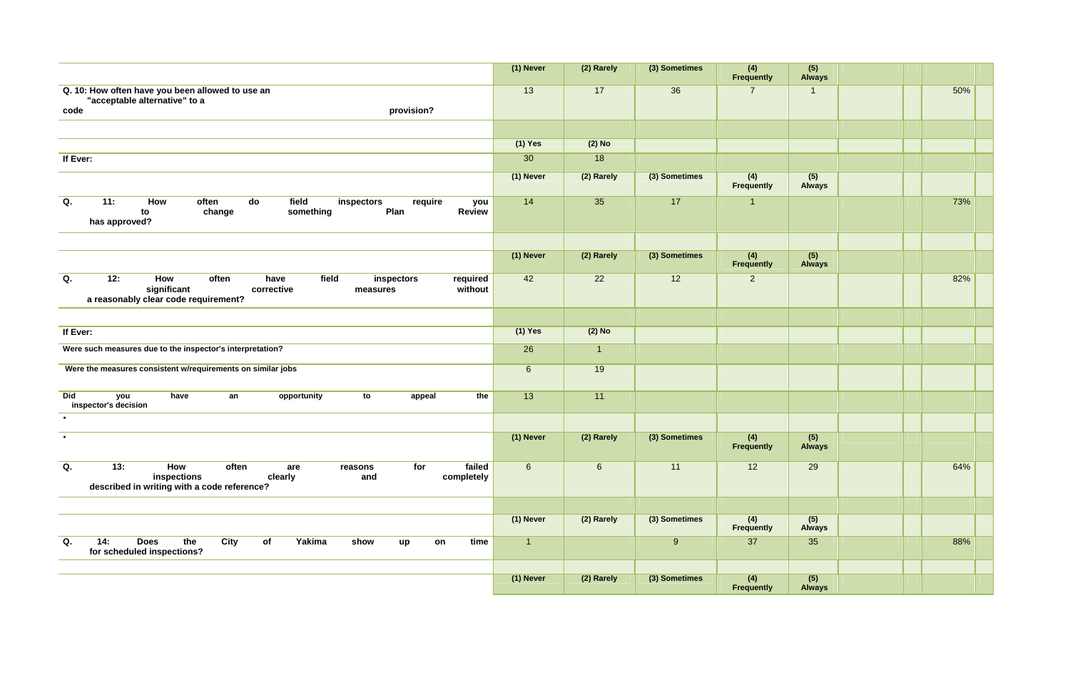| | (1) Never | (2) Rarely | (3) Sometimes | (4) Frequently | (5) Always | | | |
|---|---|---|---|---|---|---|---|---|
| **Q. 10: How often have you been allowed to use an "acceptable alternative" to a code provision?** | 13 | 17 | 36 | 7 | 1 | | | 50% |
| | | | | | | | | |
| | (1) Yes | (2) No | | | | | | |
| **If Ever:** | 30 | 18 | | | | | | |
| | (1) Never | (2) Rarely | (3) Sometimes | (4) Frequently | (5) Always | | | |
| **Q. 11: How often do field inspectors require you to change something Plan Review has approved?** | 14 | 35 | 17 | 1 | | | | 73% |
| | | | | | | | | |
| | (1) Never | (2) Rarely | (3) Sometimes | (4) Frequently | (5) Always | | | |
| **Q. 12: How often have field inspectors required significant corrective measures without a reasonably clear code requirement?** | 42 | 22 | 12 | 2 | | | | 82% |
| | | | | | | | | |
| **If Ever:** | (1) Yes | (2) No | | | | | | |
| **Were such measures due to the inspector's interpretation?** | 26 | 1 | | | | | | |
| **Were the measures consistent w/requirements on similar jobs** | 6 | 19 | | | | | | |
| **Did you have an opportunity to appeal the inspector's decision** | 13 | 11 | | | | | | |
| ▪ | | | | | | | | |
| ▪ | (1) Never | (2) Rarely | (3) Sometimes | (4) Frequently | (5) Always | | | |
| **Q. 13: How often are reasons for failed inspections clearly and completely described in writing with a code reference?** | 6 | 6 | 11 | 12 | 29 | | | 64% |
| | | | | | | | | |
| | (1) Never | (2) Rarely | (3) Sometimes | (4) Frequently | (5) Always | | | |
| **Q. 14: Does the City of Yakima show up on time for scheduled inspections?** | 1 | | 9 | 37 | 35 | | | 88% |
| | | | | | | | | |
| | (1) Never | (2) Rarely | (3) Sometimes | (4) Frequently | (5) Always | | | |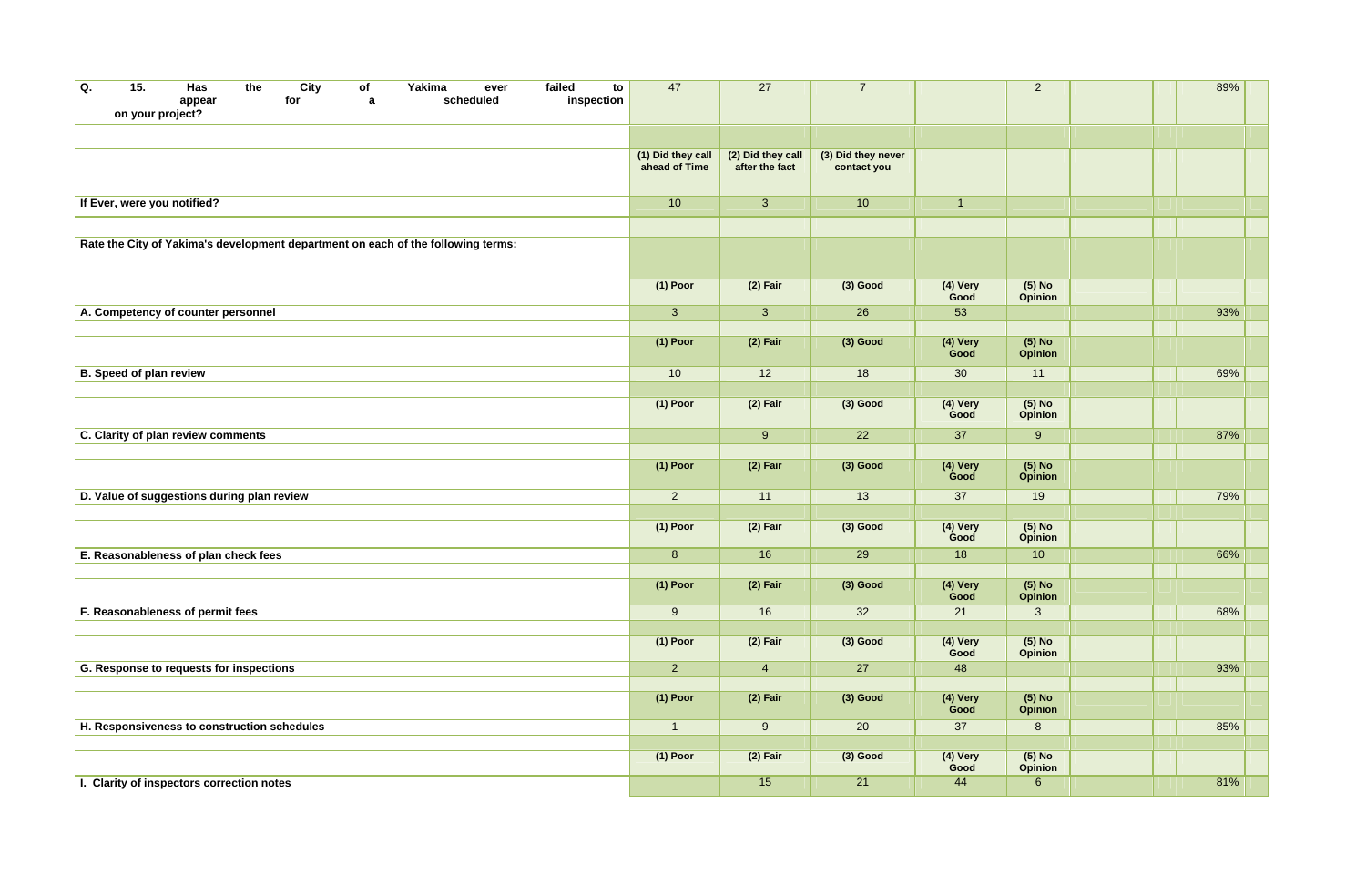| Question | | | | | | | | |
|---|---|---|---|---|---|---|---|---|
| Q. 15. Has the City of Yakima ever failed to appear for a scheduled inspection on your project? | 47 | 27 | 7 | | 2 | | | 89% |
| | | | | | | | | |
| | (1) Did they call ahead of Time | (2) Did they call after the fact | (3) Did they never contact you | | | | | |
| If Ever, were you notified? | 10 | 3 | 10 | 1 | | | | |
| | | | | | | | | |
| Rate the City of Yakima's development department on each of the following terms: | | | | | | | | |
| | (1) Poor | (2) Fair | (3) Good | (4) Very Good | (5) No Opinion | | | |
| A. Competency of counter personnel | 3 | 3 | 26 | 53 | | | | 93% |
| | | | | | | | | |
| | (1) Poor | (2) Fair | (3) Good | (4) Very Good | (5) No Opinion | | | |
| B. Speed of plan review | 10 | 12 | 18 | 30 | 11 | | | 69% |
| | | | | | | | | |
| | (1) Poor | (2) Fair | (3) Good | (4) Very Good | (5) No Opinion | | | |
| C. Clarity of plan review comments | | 9 | 22 | 37 | 9 | | | 87% |
| | | | | | | | | |
| | (1) Poor | (2) Fair | (3) Good | (4) Very Good | (5) No Opinion | | | |
| D. Value of suggestions during plan review | 2 | 11 | 13 | 37 | 19 | | | 79% |
| | | | | | | | | |
| | (1) Poor | (2) Fair | (3) Good | (4) Very Good | (5) No Opinion | | | |
| E. Reasonableness of plan check fees | 8 | 16 | 29 | 18 | 10 | | | 66% |
| | | | | | | | | |
| | (1) Poor | (2) Fair | (3) Good | (4) Very Good | (5) No Opinion | | | |
| F. Reasonableness of permit fees | 9 | 16 | 32 | 21 | 3 | | | 68% |
| | | | | | | | | |
| | (1) Poor | (2) Fair | (3) Good | (4) Very Good | (5) No Opinion | | | |
| G. Response to requests for inspections | 2 | 4 | 27 | 48 | | | | 93% |
| | | | | | | | | |
| | (1) Poor | (2) Fair | (3) Good | (4) Very Good | (5) No Opinion | | | |
| H. Responsiveness to construction schedules | 1 | 9 | 20 | 37 | 8 | | | 85% |
| | | | | | | | | |
| | (1) Poor | (2) Fair | (3) Good | (4) Very Good | (5) No Opinion | | | |
| I. Clarity of inspectors correction notes | | 15 | 21 | 44 | 6 | | | 81% |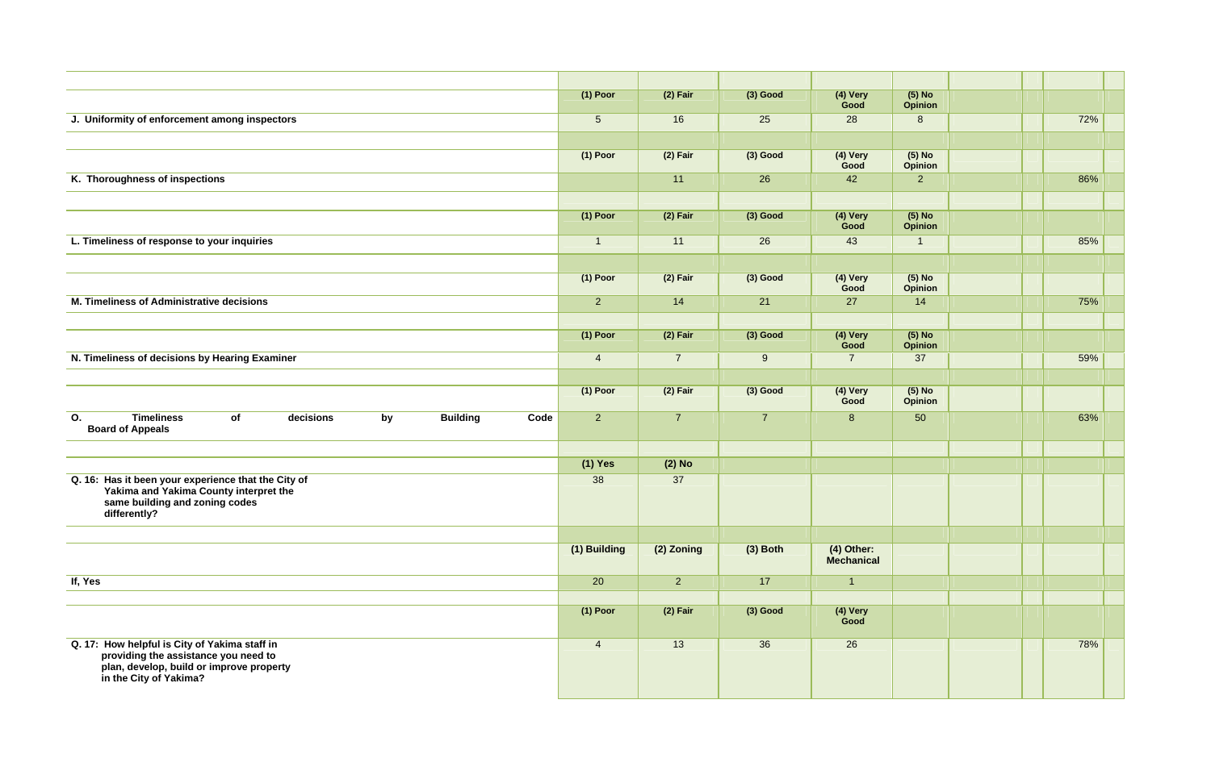| | (1) Poor | (2) Fair | (3) Good | (4) Very Good | (5) No Opinion | | | |
|---|---|---|---|---|---|---|---|---|
| **J. Uniformity of enforcement among inspectors** | 5 | 16 | 25 | 28 | 8 | | | 72% |
| | | | | | | | | |
| | (1) Poor | (2) Fair | (3) Good | (4) Very Good | (5) No Opinion | | | |
| **K. Thoroughness of inspections** | | 11 | 26 | 42 | 2 | | | 86% |
| | | | | | | | | |
| | (1) Poor | (2) Fair | (3) Good | (4) Very Good | (5) No Opinion | | | |
| **L. Timeliness of response to your inquiries** | 1 | 11 | 26 | 43 | 1 | | | 85% |
| | | | | | | | | |
| | (1) Poor | (2) Fair | (3) Good | (4) Very Good | (5) No Opinion | | | |
| **M. Timeliness of Administrative decisions** | 2 | 14 | 21 | 27 | 14 | | | 75% |
| | | | | | | | | |
| | (1) Poor | (2) Fair | (3) Good | (4) Very Good | (5) No Opinion | | | |
| **N. Timeliness of decisions by Hearing Examiner** | 4 | 7 | 9 | 7 | 37 | | | 59% |
| | | | | | | | | |
| | (1) Poor | (2) Fair | (3) Good | (4) Very Good | (5) No Opinion | | | |
| **O. Timeliness of decisions by Building Code Board of Appeals** | 2 | 7 | 7 | 8 | 50 | | | 63% |
| | | | | | | | | |
| | (1) Yes | (2) No | | | | | | |
| **Q. 16: Has it been your experience that the City of Yakima and Yakima County interpret the same building and zoning codes differently?** | 38 | 37 | | | | | | |
| | | | | | | | | |
| | (1) Building | (2) Zoning | (3) Both | (4) Other: Mechanical | | | | |
| **If, Yes** | 20 | 2 | 17 | 1 | | | | |
| | | | | | | | | |
| | (1) Poor | (2) Fair | (3) Good | (4) Very Good | | | | |
| **Q. 17: How helpful is City of Yakima staff in providing the assistance you need to plan, develop, build or improve property in the City of Yakima?** | 4 | 13 | 36 | 26 | | | | 78% |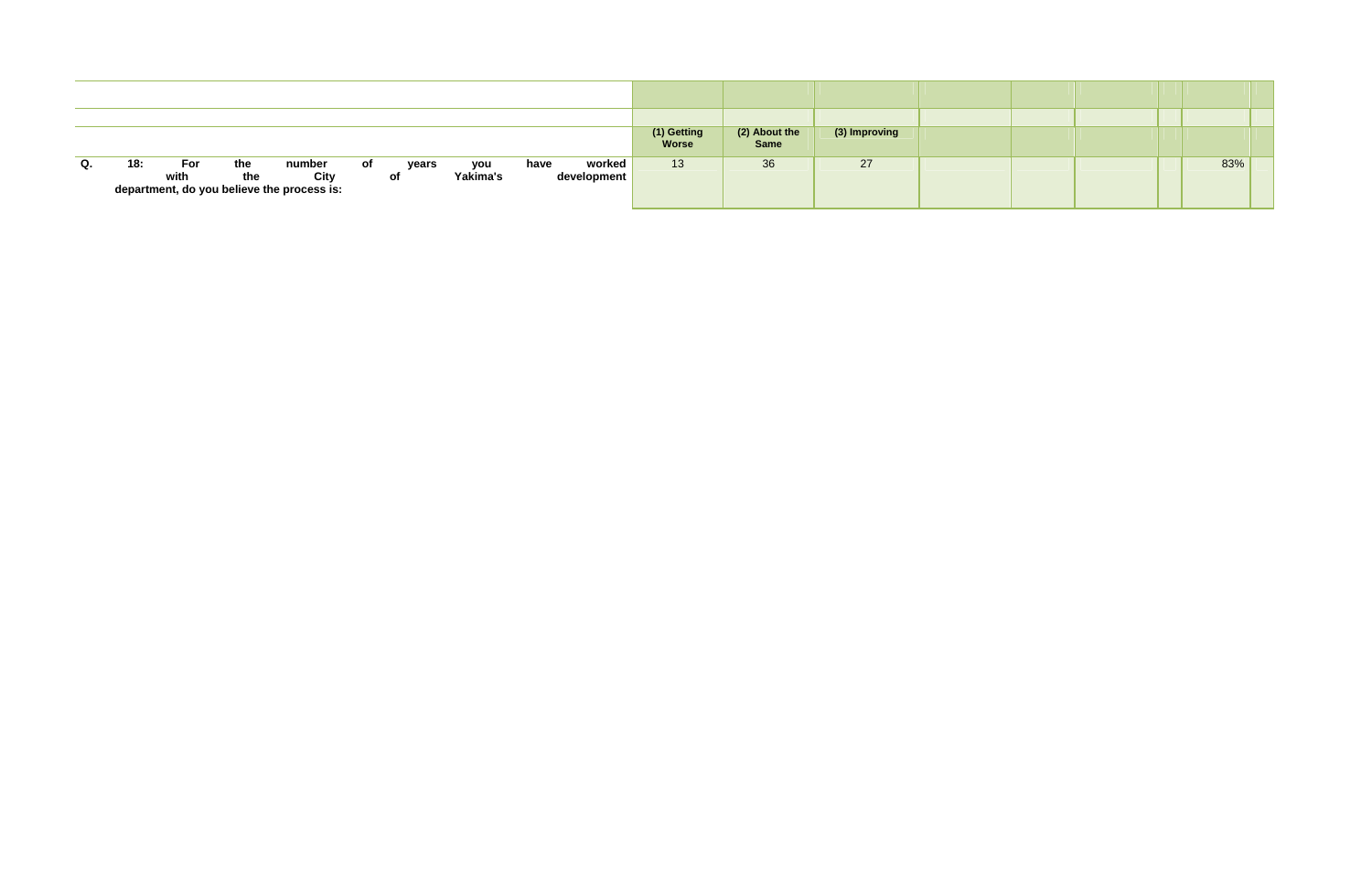| | (1) Getting Worse | (2) About the Same | (3) Improving | | | | | | |
|---|---|---|---|---|---|---|---|---|---|
| **Q. 18: For the number of years you have worked with the City of Yakima's development department, do you believe the process is:** | 13 | 36 | 27 | | | | | 83% | |